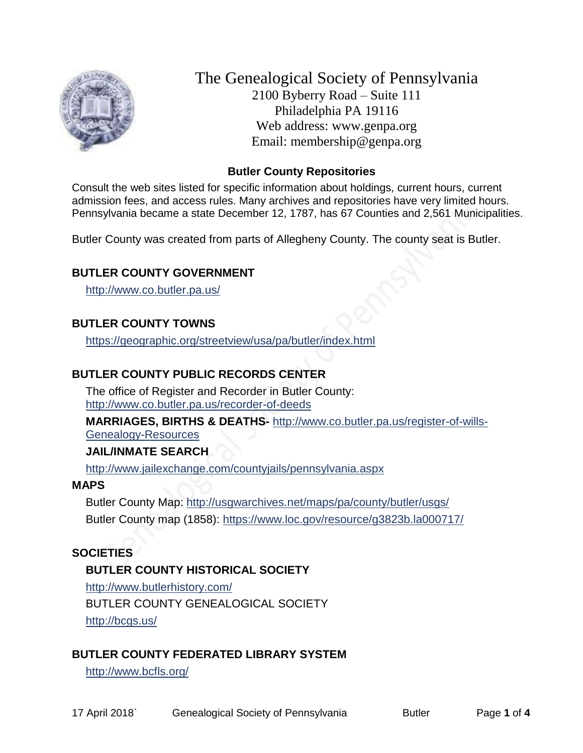# The Genealogical Society of Pennsylvania

2100 Byberry Road – Suite 111
Philadelphia PA 19116
Web address: www.genpa.org
Email: membership@genpa.org

## Butler County Repositories

Consult the web sites listed for specific information about holdings, current hours, current admission fees, and access rules. Many archives and repositories have very limited hours. Pennsylvania became a state December 12, 1787, has 67 Counties and 2,561 Municipalities.

Butler County was created from parts of Allegheny County. The county seat is Butler.

### BUTLER COUNTY GOVERNMENT

http://www.co.butler.pa.us/

### BUTLER COUNTY TOWNS

https://geographic.org/streetview/usa/pa/butler/index.html

### BUTLER COUNTY PUBLIC RECORDS CENTER

The office of Register and Recorder in Butler County: http://www.co.butler.pa.us/recorder-of-deeds

**MARRIAGES, BIRTHS & DEATHS-** http://www.co.butler.pa.us/register-of-wills-Genealogy-Resources

**JAIL/INMATE SEARCH**

http://www.jailexchange.com/countyjails/pennsylvania.aspx

### MAPS

Butler County Map: http://usgwarchives.net/maps/pa/county/butler/usgs/

Butler County map (1858): https://www.loc.gov/resource/g3823b.la000717/

### SOCIETIES

**BUTLER COUNTY HISTORICAL SOCIETY**

http://www.butlerhistory.com/

BUTLER COUNTY GENEALOGICAL SOCIETY

http://bcgs.us/

### BUTLER COUNTY FEDERATED LIBRARY SYSTEM

http://www.bcfls.org/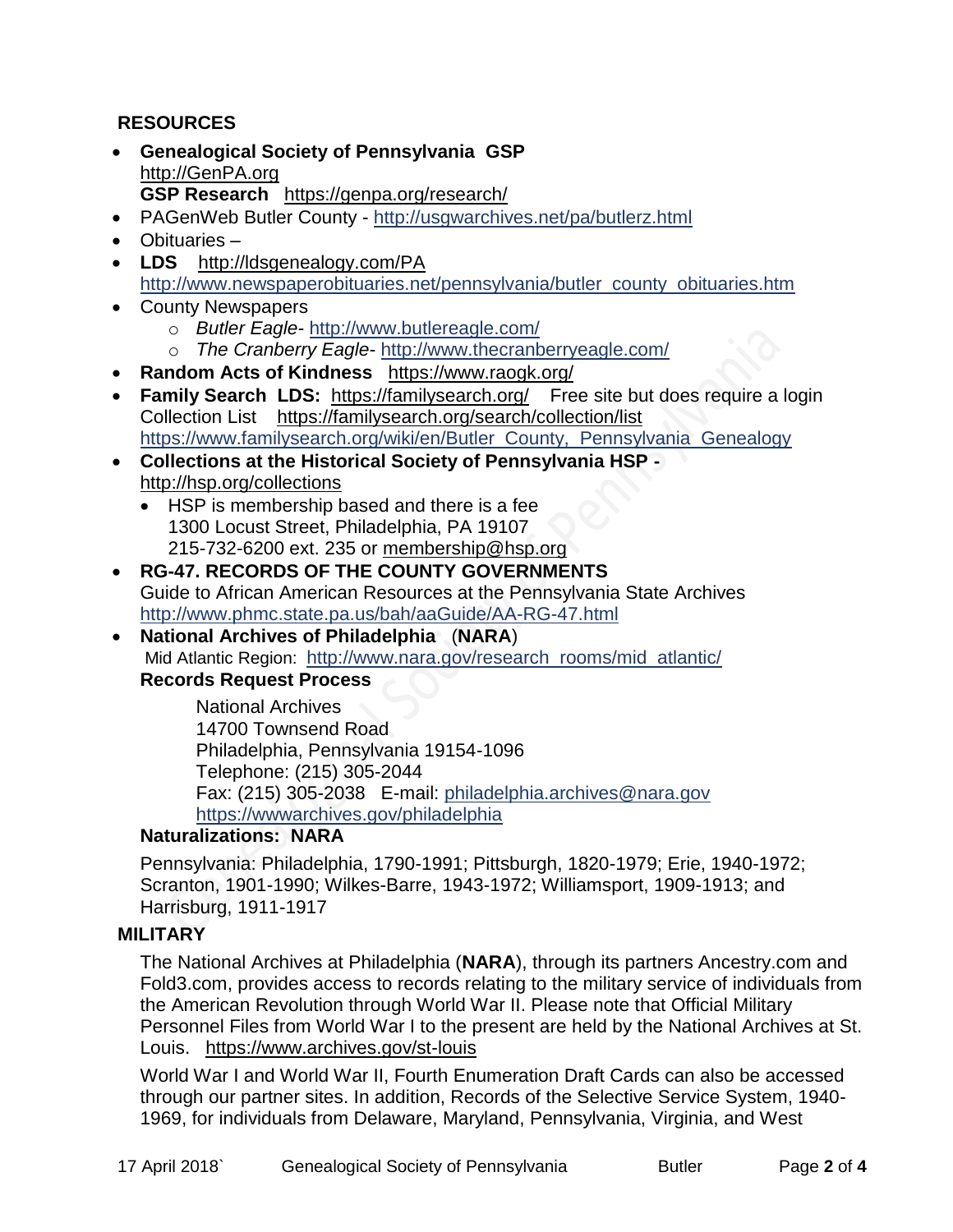## RESOURCES

- **Genealogical Society of Pennsylvania GSP**
  http://GenPA.org
  **GSP Research** https://genpa.org/research/
- PAGenWeb Butler County - http://usgwarchives.net/pa/butlerz.html
- Obituaries –
- **LDS** http://ldsgenealogy.com/PA
  http://www.newspaperobituaries.net/pennsylvania/butler_county_obituaries.htm
- County Newspapers
  - *Butler Eagle*- http://www.butlereagle.com/
  - *The Cranberry Eagle*- http://www.thecranberryeagle.com/
- **Random Acts of Kindness** https://www.raogk.org/
- **Family Search LDS:** https://familysearch.org/ Free site but does require a login
  Collection List https://familysearch.org/search/collection/list
  https://www.familysearch.org/wiki/en/Butler_County,_Pennsylvania_Genealogy
- **Collections at the Historical Society of Pennsylvania HSP -**
  http://hsp.org/collections
  - HSP is membership based and there is a fee
    1300 Locust Street, Philadelphia, PA 19107
    215-732-6200 ext. 235 or membership@hsp.org
- **RG-47. RECORDS OF THE COUNTY GOVERNMENTS**
  Guide to African American Resources at the Pennsylvania State Archives
  http://www.phmc.state.pa.us/bah/aaGuide/AA-RG-47.html
- **National Archives of Philadelphia** (**NARA**)
  Mid Atlantic Region: http://www.nara.gov/research_rooms/mid_atlantic/
  **Records Request Process**

  National Archives
  14700 Townsend Road
  Philadelphia, Pennsylvania 19154-1096
  Telephone: (215) 305-2044
  Fax: (215) 305-2038 E-mail: philadelphia.archives@nara.gov
  https://wwwarchives.gov/philadelphia

  **Naturalizations: NARA**

  Pennsylvania: Philadelphia, 1790-1991; Pittsburgh, 1820-1979; Erie, 1940-1972; Scranton, 1901-1990; Wilkes-Barre, 1943-1972; Williamsport, 1909-1913; and Harrisburg, 1911-1917

## MILITARY

The National Archives at Philadelphia (**NARA**), through its partners Ancestry.com and Fold3.com, provides access to records relating to the military service of individuals from the American Revolution through World War II. Please note that Official Military Personnel Files from World War I to the present are held by the National Archives at St. Louis. https://www.archives.gov/st-louis

World War I and World War II, Fourth Enumeration Draft Cards can also be accessed through our partner sites. In addition, Records of the Selective Service System, 1940-1969, for individuals from Delaware, Maryland, Pennsylvania, Virginia, and West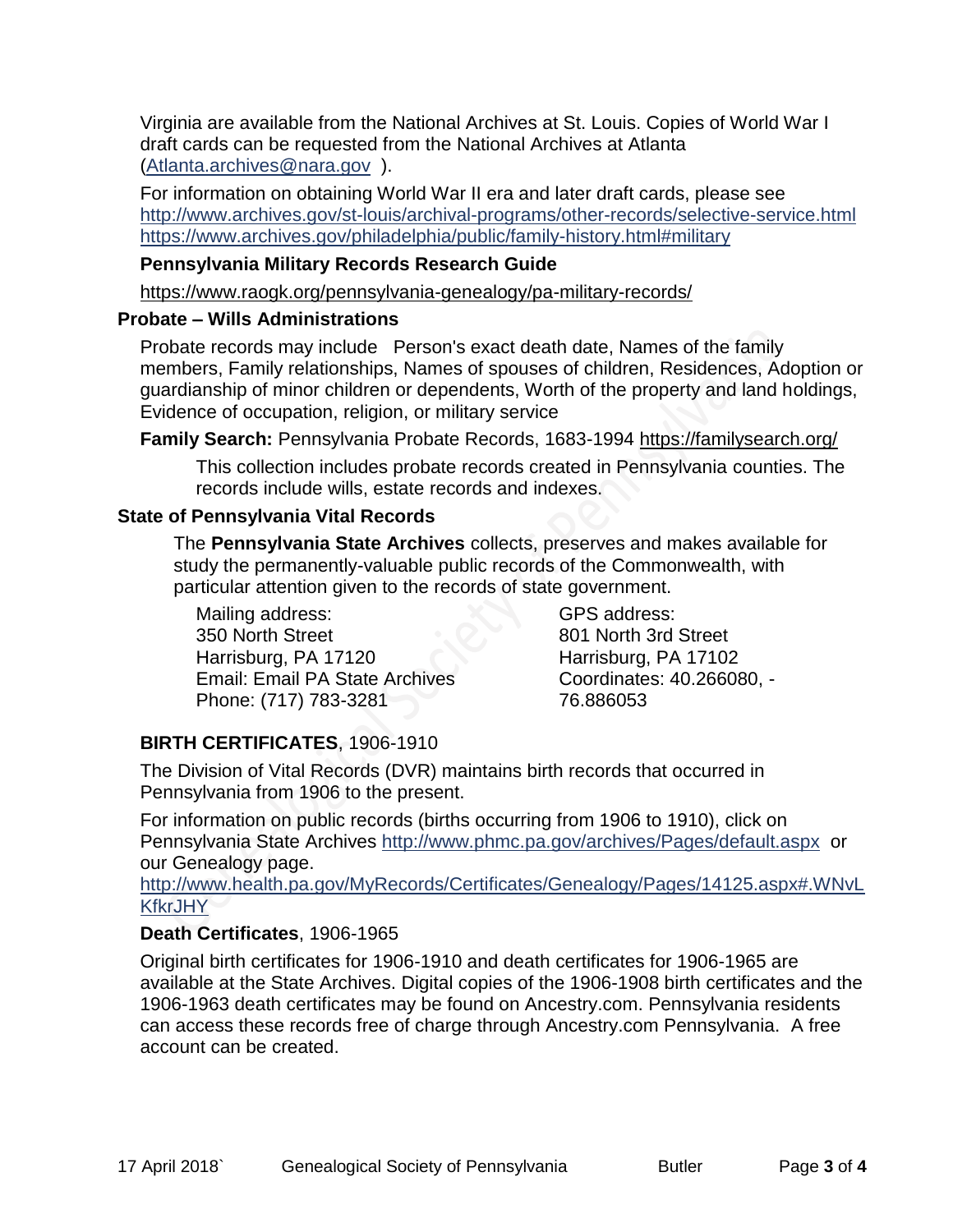Virginia are available from the National Archives at St. Louis. Copies of World War I draft cards can be requested from the National Archives at Atlanta (Atlanta.archives@nara.gov ).

For information on obtaining World War II era and later draft cards, please see
http://www.archives.gov/st-louis/archival-programs/other-records/selective-service.html
https://www.archives.gov/philadelphia/public/family-history.html#military

**Pennsylvania Military Records Research Guide**

https://www.raogk.org/pennsylvania-genealogy/pa-military-records/

### Probate – Wills Administrations

Probate records may include Person's exact death date, Names of the family members, Family relationships, Names of spouses of children, Residences, Adoption or guardianship of minor children or dependents, Worth of the property and land holdings, Evidence of occupation, religion, or military service

**Family Search:** Pennsylvania Probate Records, 1683-1994 https://familysearch.org/

This collection includes probate records created in Pennsylvania counties. The records include wills, estate records and indexes.

### State of Pennsylvania Vital Records

The **Pennsylvania State Archives** collects, preserves and makes available for study the permanently-valuable public records of the Commonwealth, with particular attention given to the records of state government.

Mailing address:
350 North Street
Harrisburg, PA 17120
Email: Email PA State Archives
Phone: (717) 783-3281

GPS address:
801 North 3rd Street
Harrisburg, PA 17102
Coordinates: 40.266080, -76.886053

**BIRTH CERTIFICATES**, 1906-1910

The Division of Vital Records (DVR) maintains birth records that occurred in Pennsylvania from 1906 to the present.

For information on public records (births occurring from 1906 to 1910), click on Pennsylvania State Archives http://www.phmc.pa.gov/archives/Pages/default.aspx or our Genealogy page.
http://www.health.pa.gov/MyRecords/Certificates/Genealogy/Pages/14125.aspx#.WNvLKfkrJHY

**Death Certificates**, 1906-1965

Original birth certificates for 1906-1910 and death certificates for 1906-1965 are available at the State Archives. Digital copies of the 1906-1908 birth certificates and the 1906-1963 death certificates may be found on Ancestry.com. Pennsylvania residents can access these records free of charge through Ancestry.com Pennsylvania. A free account can be created.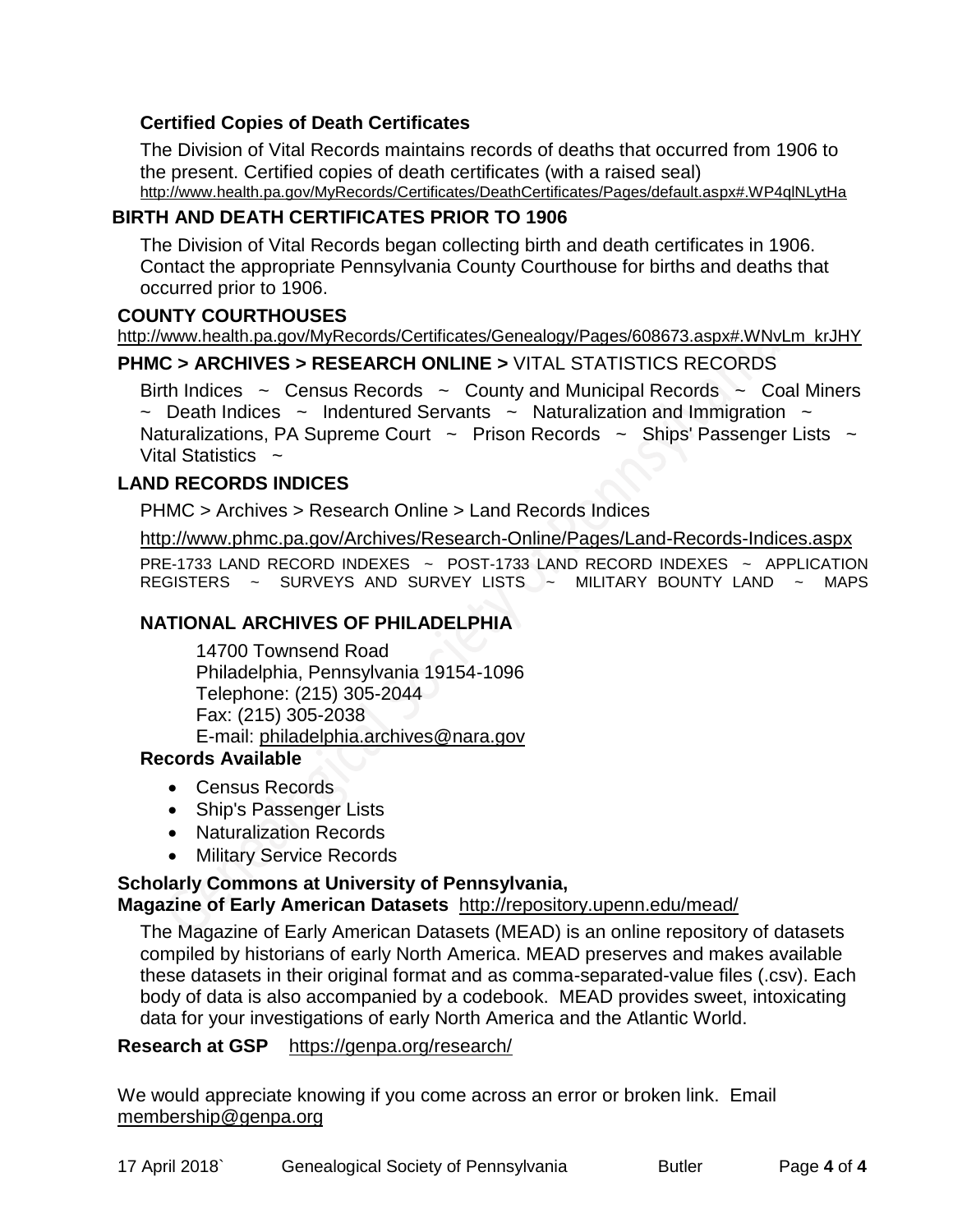### Certified Copies of Death Certificates

The Division of Vital Records maintains records of deaths that occurred from 1906 to the present. Certified copies of death certificates (with a raised seal) http://www.health.pa.gov/MyRecords/Certificates/DeathCertificates/Pages/default.aspx#.WP4qlNLytHa

## BIRTH AND DEATH CERTIFICATES PRIOR TO 1906

The Division of Vital Records began collecting birth and death certificates in 1906. Contact the appropriate Pennsylvania County Courthouse for births and deaths that occurred prior to 1906.

## COUNTY COURTHOUSES

http://www.health.pa.gov/MyRecords/Certificates/Genealogy/Pages/608673.aspx#.WNvLm_krJHY

## PHMC > ARCHIVES > RESEARCH ONLINE > VITAL STATISTICS RECORDS

Birth Indices ~ Census Records ~ County and Municipal Records ~ Coal Miners ~ Death Indices ~ Indentured Servants ~ Naturalization and Immigration ~ Naturalizations, PA Supreme Court ~ Prison Records ~ Ships' Passenger Lists ~ Vital Statistics ~

## LAND RECORDS INDICES

PHMC > Archives > Research Online > Land Records Indices

http://www.phmc.pa.gov/Archives/Research-Online/Pages/Land-Records-Indices.aspx

PRE-1733 LAND RECORD INDEXES ~ POST-1733 LAND RECORD INDEXES ~ APPLICATION REGISTERS ~ SURVEYS AND SURVEY LISTS ~ MILITARY BOUNTY LAND ~ MAPS

## NATIONAL ARCHIVES OF PHILADELPHIA

14700 Townsend Road
Philadelphia, Pennsylvania 19154-1096
Telephone: (215) 305-2044
Fax: (215) 305-2038
E-mail: philadelphia.archives@nara.gov

### Records Available

- Census Records
- Ship's Passenger Lists
- Naturalization Records
- Military Service Records

## Scholarly Commons at University of Pennsylvania, Magazine of Early American Datasets http://repository.upenn.edu/mead/

The Magazine of Early American Datasets (MEAD) is an online repository of datasets compiled by historians of early North America. MEAD preserves and makes available these datasets in their original format and as comma-separated-value files (.csv). Each body of data is also accompanied by a codebook. MEAD provides sweet, intoxicating data for your investigations of early North America and the Atlantic World.

## Research at GSP https://genpa.org/research/

We would appreciate knowing if you come across an error or broken link. Email membership@genpa.org